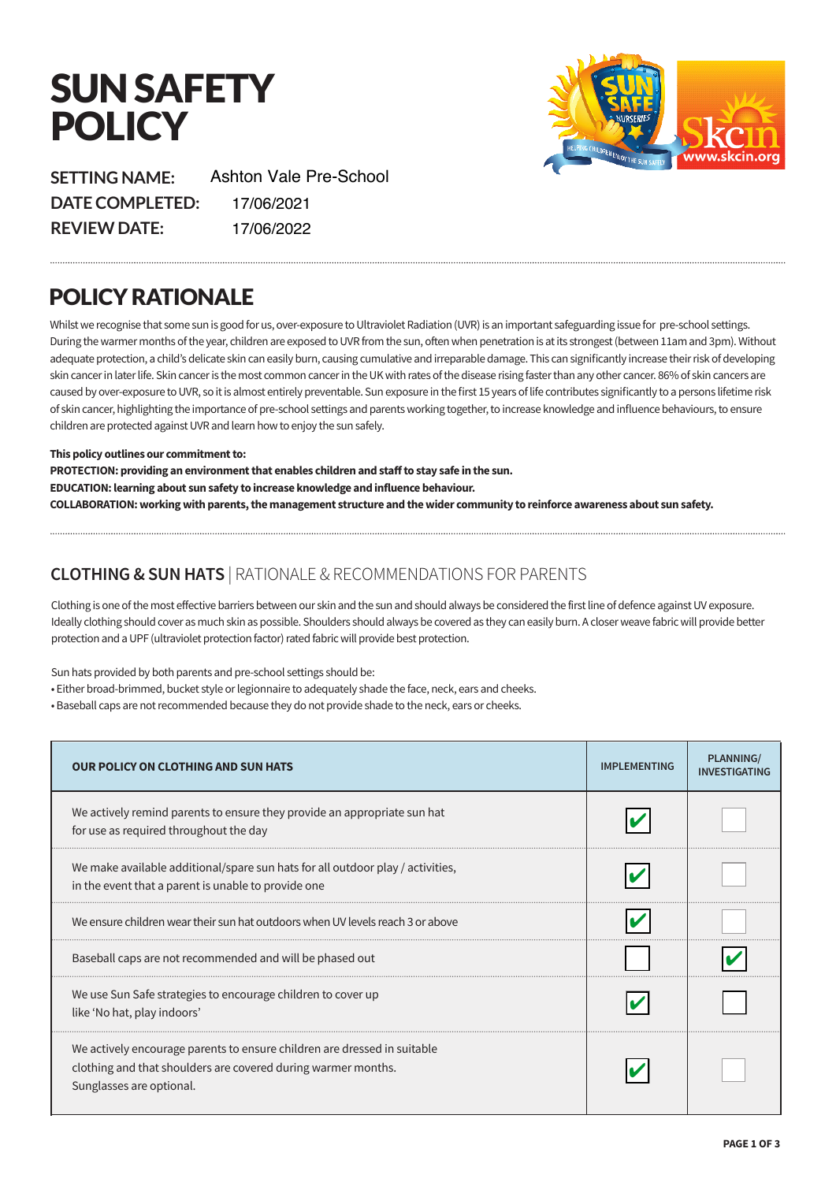# SUN SAFETY POLICY

**SETTING NAME:** Ashton Vale Pre-School
**DATE COMPLETED:** 17/06/2021
**REVIEW DATE:** 17/06/2022

## POLICY RATIONALE

Whilst we recognise that some sun is good for us, over-exposure to Ultraviolet Radiation (UVR) is an important safeguarding issue for pre-school settings. During the warmer months of the year, children are exposed to UVR from the sun, often when penetration is at its strongest (between 11am and 3pm). Without adequate protection, a child's delicate skin can easily burn, causing cumulative and irreparable damage. This can significantly increase their risk of developing skin cancer in later life. Skin cancer is the most common cancer in the UK with rates of the disease rising faster than any other cancer. 86% of skin cancers are caused by over-exposure to UVR, so it is almost entirely preventable. Sun exposure in the first 15 years of life contributes significantly to a persons lifetime risk of skin cancer, highlighting the importance of pre-school settings and parents working together, to increase knowledge and influence behaviours, to ensure children are protected against UVR and learn how to enjoy the sun safely.

**This policy outlines our commitment to:**
**PROTECTION: providing an environment that enables children and staff to stay safe in the sun.**
**EDUCATION: learning about sun safety to increase knowledge and influence behaviour.**
**COLLABORATION: working with parents, the management structure and the wider community to reinforce awareness about sun safety.**

## CLOTHING & SUN HATS | RATIONALE & RECOMMENDATIONS FOR PARENTS

Clothing is one of the most effective barriers between our skin and the sun and should always be considered the first line of defence against UV exposure. Ideally clothing should cover as much skin as possible. Shoulders should always be covered as they can easily burn. A closer weave fabric will provide better protection and a UPF (ultraviolet protection factor) rated fabric will provide best protection.

Sun hats provided by both parents and pre-school settings should be:
- Either broad-brimmed, bucket style or legionnaire to adequately shade the face, neck, ears and cheeks.
- Baseball caps are not recommended because they do not provide shade to the neck, ears or cheeks.

| OUR POLICY ON CLOTHING AND SUN HATS | IMPLEMENTING | PLANNING/ INVESTIGATING |
|---|---|---|
| We actively remind parents to ensure they provide an appropriate sun hat for use as required throughout the day | ✔ | |
| We make available additional/spare sun hats for all outdoor play / activities, in the event that a parent is unable to provide one | ✔ | |
| We ensure children wear their sun hat outdoors when UV levels reach 3 or above | ✔ | |
| Baseball caps are not recommended and will be phased out | | ✔ |
| We use Sun Safe strategies to encourage children to cover up like 'No hat, play indoors' | ✔ | |
| We actively encourage parents to ensure children are dressed in suitable clothing and that shoulders are covered during warmer months. Sunglasses are optional. | ✔ | |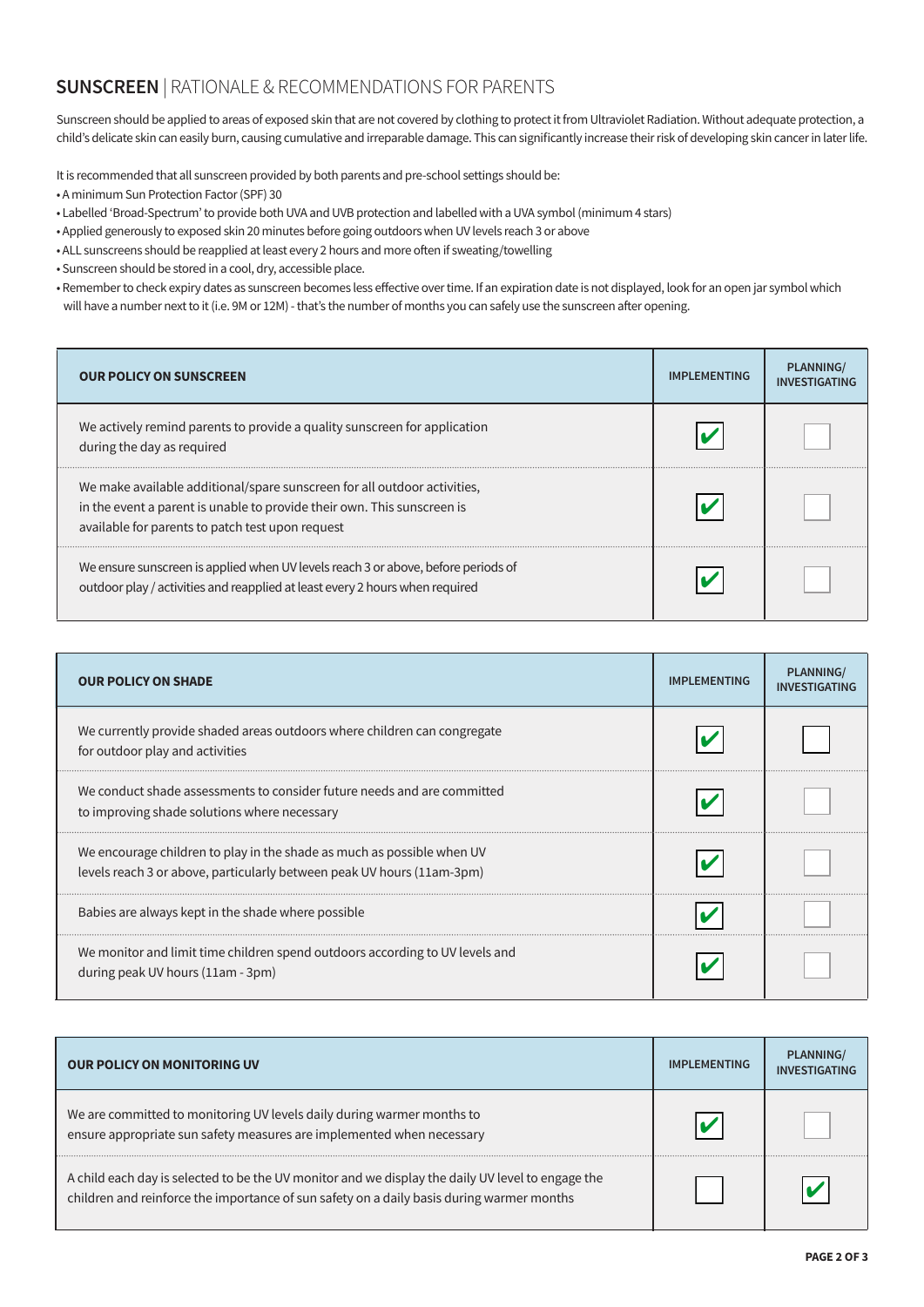## **SUNSCREEN** | RATIONALE & RECOMMENDATIONS FOR PARENTS

Sunscreen should be applied to areas of exposed skin that are not covered by clothing to protect it from Ultraviolet Radiation. Without adequate protection, a child's delicate skin can easily burn, causing cumulative and irreparable damage. This can significantly increase their risk of developing skin cancer in later life.

It is recommended that all sunscreen provided by both parents and pre-school settings should be:

- A minimum Sun Protection Factor (SPF) 30
- Labelled 'Broad-Spectrum' to provide both UVA and UVB protection and labelled with a UVA symbol (minimum 4 stars)
- Applied generously to exposed skin 20 minutes before going outdoors when UV levels reach 3 or above
- ALL sunscreens should be reapplied at least every 2 hours and more often if sweating/towelling
- Sunscreen should be stored in a cool, dry, accessible place.
- Remember to check expiry dates as sunscreen becomes less effective over time. If an expiration date is not displayed, look for an open jar symbol which will have a number next to it (i.e. 9M or 12M) - that's the number of months you can safely use the sunscreen after opening.

| OUR POLICY ON SUNSCREEN | IMPLEMENTING | PLANNING/ INVESTIGATING |
|---|---|---|
| We actively remind parents to provide a quality sunscreen for application during the day as required | ✔ | |
| We make available additional/spare sunscreen for all outdoor activities, in the event a parent is unable to provide their own. This sunscreen is available for parents to patch test upon request | ✔ | |
| We ensure sunscreen is applied when UV levels reach 3 or above, before periods of outdoor play / activities and reapplied at least every 2 hours when required | ✔ | |

| OUR POLICY ON SHADE | IMPLEMENTING | PLANNING/ INVESTIGATING |
|---|---|---|
| We currently provide shaded areas outdoors where children can congregate for outdoor play and activities | ✔ | |
| We conduct shade assessments to consider future needs and are committed to improving shade solutions where necessary | ✔ | |
| We encourage children to play in the shade as much as possible when UV levels reach 3 or above, particularly between peak UV hours (11am-3pm) | ✔ | |
| Babies are always kept in the shade where possible | ✔ | |
| We monitor and limit time children spend outdoors according to UV levels and during peak UV hours (11am - 3pm) | ✔ | |

| OUR POLICY ON MONITORING UV | IMPLEMENTING | PLANNING/ INVESTIGATING |
|---|---|---|
| We are committed to monitoring UV levels daily during warmer months to ensure appropriate sun safety measures are implemented when necessary | ✔ | |
| A child each day is selected to be the UV monitor and we display the daily UV level to engage the children and reinforce the importance of sun safety on a daily basis during warmer months | | ✔ |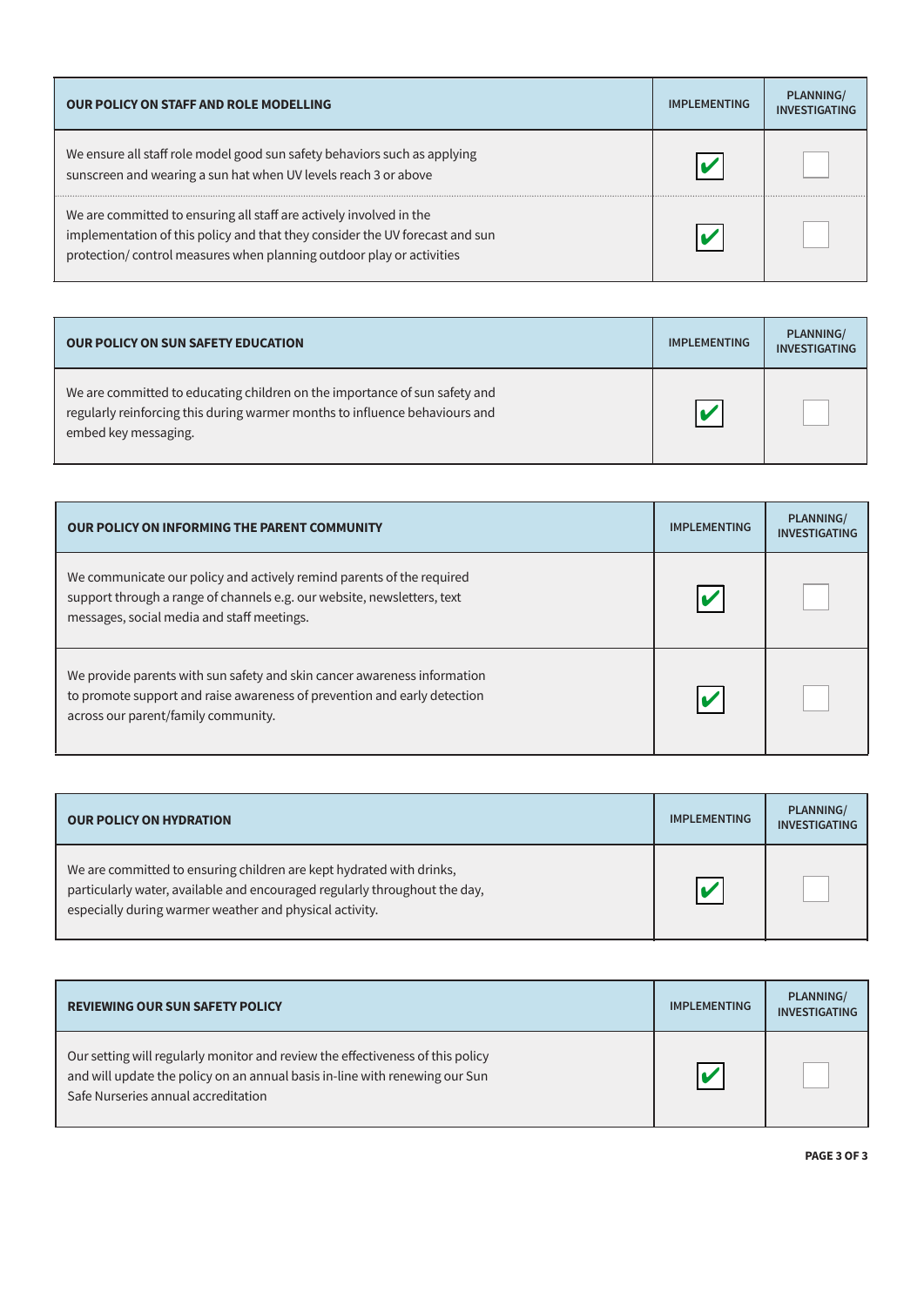| OUR POLICY ON STAFF AND ROLE MODELLING | IMPLEMENTING | PLANNING/ INVESTIGATING |
| --- | --- | --- |
| We ensure all staff role model good sun safety behaviors such as applying sunscreen and wearing a sun hat when UV levels reach 3 or above | ☑ | ☐ |
| We are committed to ensuring all staff are actively involved in the implementation of this policy and that they consider the UV forecast and sun protection/ control measures when planning outdoor play or activities | ☑ | ☐ |

| OUR POLICY ON SUN SAFETY EDUCATION | IMPLEMENTING | PLANNING/ INVESTIGATING |
| --- | --- | --- |
| We are committed to educating children on the importance of sun safety and regularly reinforcing this during warmer months to influence behaviours and embed key messaging. | ☑ | ☐ |

| OUR POLICY ON INFORMING THE PARENT COMMUNITY | IMPLEMENTING | PLANNING/ INVESTIGATING |
| --- | --- | --- |
| We communicate our policy and actively remind parents of the required support through a range of channels e.g. our website, newsletters, text messages, social media and staff meetings. | ☑ | ☐ |
| We provide parents with sun safety and skin cancer awareness information to promote support and raise awareness of prevention and early detection across our parent/family community. | ☑ | ☐ |

| OUR POLICY ON HYDRATION | IMPLEMENTING | PLANNING/ INVESTIGATING |
| --- | --- | --- |
| We are committed to ensuring children are kept hydrated with drinks, particularly water, available and encouraged regularly throughout the day, especially during warmer weather and physical activity. | ☑ | ☐ |

| REVIEWING OUR SUN SAFETY POLICY | IMPLEMENTING | PLANNING/ INVESTIGATING |
| --- | --- | --- |
| Our setting will regularly monitor and review the effectiveness of this policy and will update the policy on an annual basis in-line with renewing our Sun Safe Nurseries annual accreditation | ☑ | ☐ |